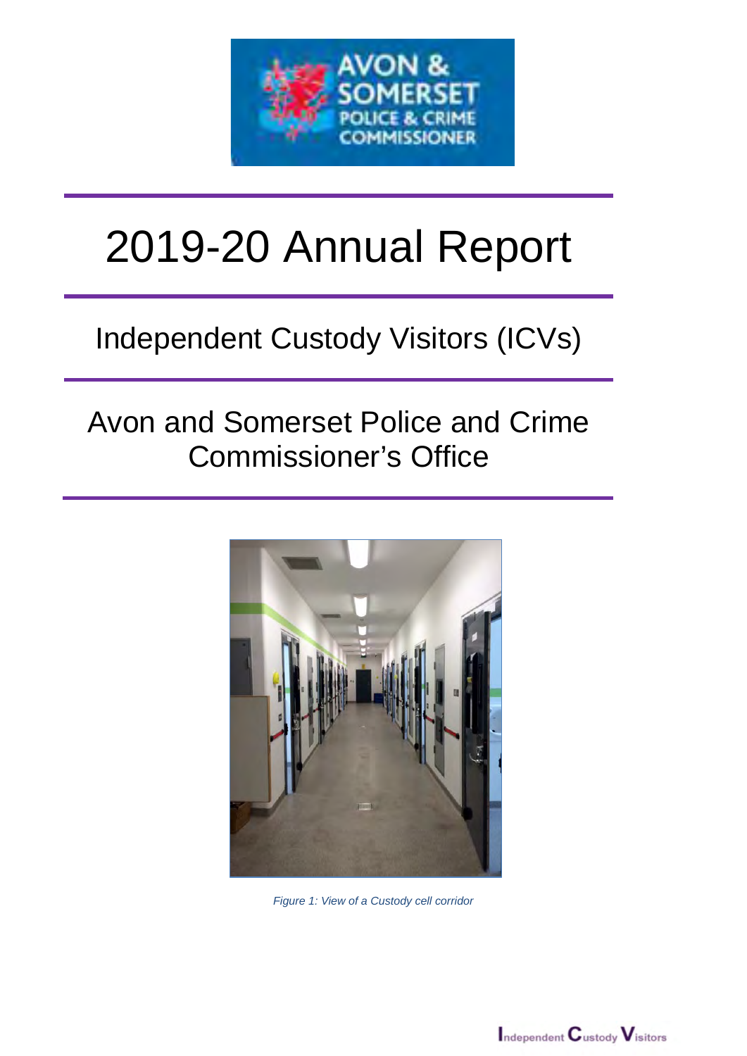# 2019-20 Annual Report

## Independent Custody Visitors (ICVs)

## Avon and Somerset Police and Crime Commissioner's Office

*Figure 1: View of a Custody cell corridor*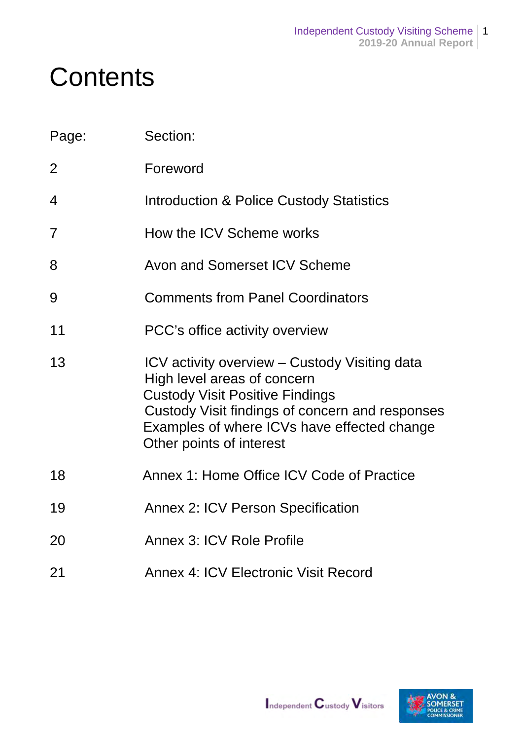# Contents

| Page: | Section: |
|---|---|
| 2 | Foreword |
| 4 | Introduction & Police Custody Statistics |
| 7 | How the ICV Scheme works |
| 8 | Avon and Somerset ICV Scheme |
| 9 | Comments from Panel Coordinators |
| 11 | PCC's office activity overview |
| 13 | ICV activity overview – Custody Visiting data<br>High level areas of concern<br>Custody Visit Positive Findings<br>Custody Visit findings of concern and responses<br>Examples of where ICVs have effected change<br>Other points of interest |
| 18 | Annex 1: Home Office ICV Code of Practice |
| 19 | Annex 2: ICV Person Specification |
| 20 | Annex 3: ICV Role Profile |
| 21 | Annex 4: ICV Electronic Visit Record |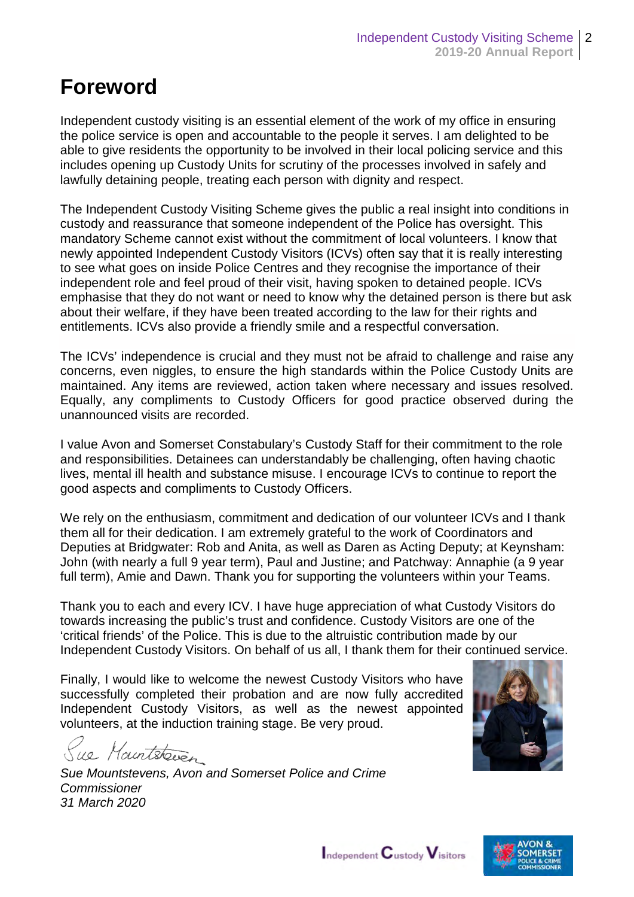# Foreword

Independent custody visiting is an essential element of the work of my office in ensuring the police service is open and accountable to the people it serves. I am delighted to be able to give residents the opportunity to be involved in their local policing service and this includes opening up Custody Units for scrutiny of the processes involved in safely and lawfully detaining people, treating each person with dignity and respect.

The Independent Custody Visiting Scheme gives the public a real insight into conditions in custody and reassurance that someone independent of the Police has oversight. This mandatory Scheme cannot exist without the commitment of local volunteers. I know that newly appointed Independent Custody Visitors (ICVs) often say that it is really interesting to see what goes on inside Police Centres and they recognise the importance of their independent role and feel proud of their visit, having spoken to detained people. ICVs emphasise that they do not want or need to know why the detained person is there but ask about their welfare, if they have been treated according to the law for their rights and entitlements. ICVs also provide a friendly smile and a respectful conversation.

The ICVs' independence is crucial and they must not be afraid to challenge and raise any concerns, even niggles, to ensure the high standards within the Police Custody Units are maintained. Any items are reviewed, action taken where necessary and issues resolved. Equally, any compliments to Custody Officers for good practice observed during the unannounced visits are recorded.

I value Avon and Somerset Constabulary's Custody Staff for their commitment to the role and responsibilities. Detainees can understandably be challenging, often having chaotic lives, mental ill health and substance misuse. I encourage ICVs to continue to report the good aspects and compliments to Custody Officers.

We rely on the enthusiasm, commitment and dedication of our volunteer ICVs and I thank them all for their dedication. I am extremely grateful to the work of Coordinators and Deputies at Bridgwater: Rob and Anita, as well as Daren as Acting Deputy; at Keynsham: John (with nearly a full 9 year term), Paul and Justine; and Patchway: Annaphie (a 9 year full term), Amie and Dawn. Thank you for supporting the volunteers within your Teams.

Thank you to each and every ICV. I have huge appreciation of what Custody Visitors do towards increasing the public's trust and confidence. Custody Visitors are one of the 'critical friends' of the Police. This is due to the altruistic contribution made by our Independent Custody Visitors. On behalf of us all, I thank them for their continued service.

Finally, I would like to welcome the newest Custody Visitors who have successfully completed their probation and are now fully accredited Independent Custody Visitors, as well as the newest appointed volunteers, at the induction training stage. Be very proud.

Sue Mountstevens

*Sue Mountstevens, Avon and Somerset Police and Crime Commissioner*
*31 March 2020*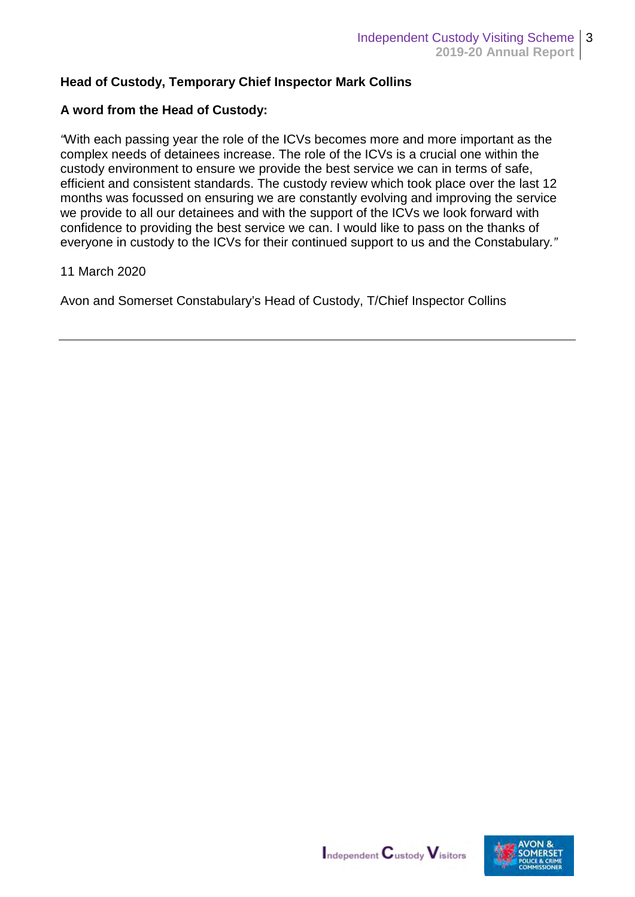**Head of Custody, Temporary Chief Inspector Mark Collins**

**A word from the Head of Custody:**

*"*With each passing year the role of the ICVs becomes more and more important as the complex needs of detainees increase. The role of the ICVs is a crucial one within the custody environment to ensure we provide the best service we can in terms of safe, efficient and consistent standards. The custody review which took place over the last 12 months was focussed on ensuring we are constantly evolving and improving the service we provide to all our detainees and with the support of the ICVs we look forward with confidence to providing the best service we can. I would like to pass on the thanks of everyone in custody to the ICVs for their continued support to us and the Constabulary.*"*

11 March 2020

Avon and Somerset Constabulary's Head of Custody, T/Chief Inspector Collins

---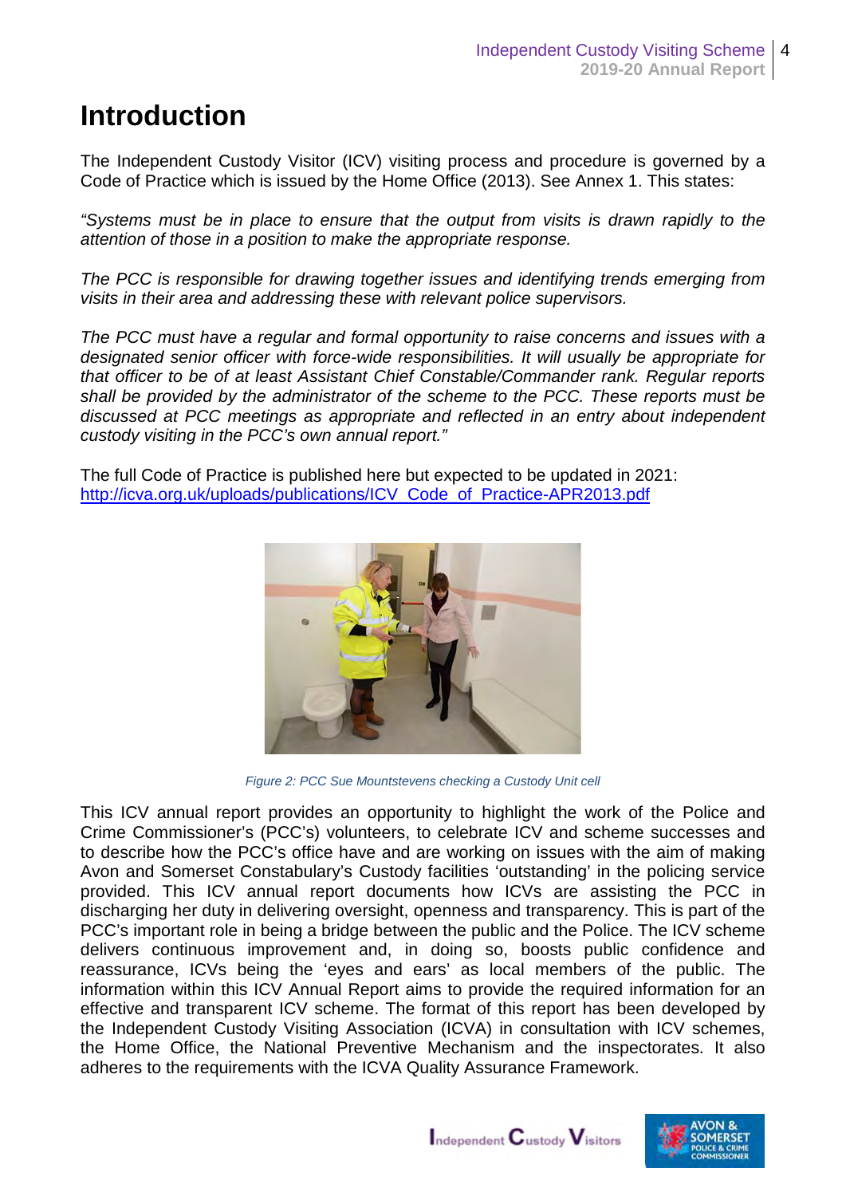# Introduction

The Independent Custody Visitor (ICV) visiting process and procedure is governed by a Code of Practice which is issued by the Home Office (2013). See Annex 1. This states:

*"Systems must be in place to ensure that the output from visits is drawn rapidly to the attention of those in a position to make the appropriate response.*

*The PCC is responsible for drawing together issues and identifying trends emerging from visits in their area and addressing these with relevant police supervisors.*

*The PCC must have a regular and formal opportunity to raise concerns and issues with a designated senior officer with force-wide responsibilities. It will usually be appropriate for that officer to be of at least Assistant Chief Constable/Commander rank. Regular reports shall be provided by the administrator of the scheme to the PCC. These reports must be discussed at PCC meetings as appropriate and reflected in an entry about independent custody visiting in the PCC's own annual report."*

The full Code of Practice is published here but expected to be updated in 2021: http://icva.org.uk/uploads/publications/ICV_Code_of_Practice-APR2013.pdf

*Figure 2: PCC Sue Mountstevens checking a Custody Unit cell*

This ICV annual report provides an opportunity to highlight the work of the Police and Crime Commissioner's (PCC's) volunteers, to celebrate ICV and scheme successes and to describe how the PCC's office have and are working on issues with the aim of making Avon and Somerset Constabulary's Custody facilities 'outstanding' in the policing service provided. This ICV annual report documents how ICVs are assisting the PCC in discharging her duty in delivering oversight, openness and transparency. This is part of the PCC's important role in being a bridge between the public and the Police. The ICV scheme delivers continuous improvement and, in doing so, boosts public confidence and reassurance, ICVs being the 'eyes and ears' as local members of the public. The information within this ICV Annual Report aims to provide the required information for an effective and transparent ICV scheme. The format of this report has been developed by the Independent Custody Visiting Association (ICVA) in consultation with ICV schemes, the Home Office, the National Preventive Mechanism and the inspectorates. It also adheres to the requirements with the ICVA Quality Assurance Framework.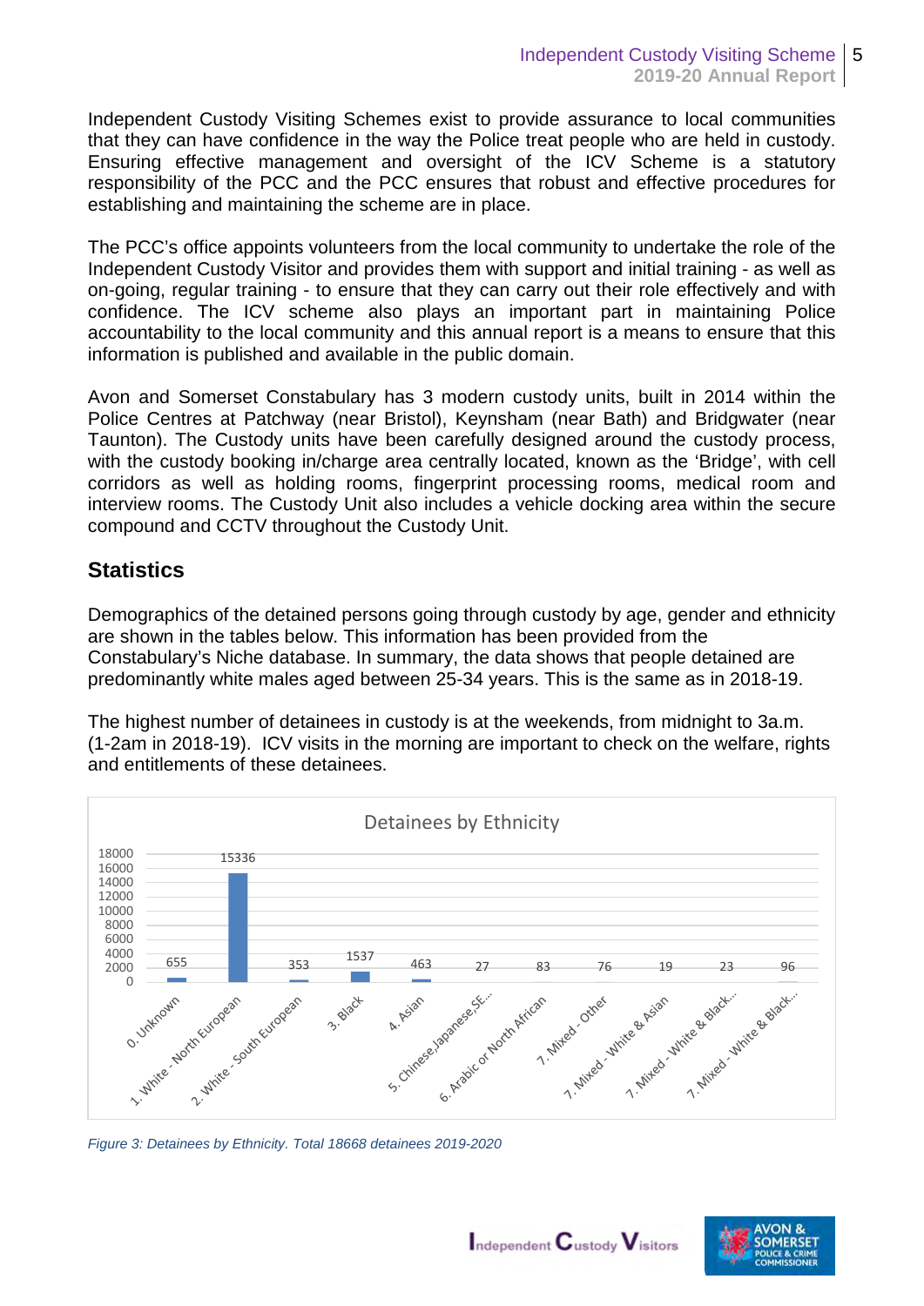Independent Custody Visiting Schemes exist to provide assurance to local communities that they can have confidence in the way the Police treat people who are held in custody. Ensuring effective management and oversight of the ICV Scheme is a statutory responsibility of the PCC and the PCC ensures that robust and effective procedures for establishing and maintaining the scheme are in place.

The PCC's office appoints volunteers from the local community to undertake the role of the Independent Custody Visitor and provides them with support and initial training - as well as on-going, regular training - to ensure that they can carry out their role effectively and with confidence. The ICV scheme also plays an important part in maintaining Police accountability to the local community and this annual report is a means to ensure that this information is published and available in the public domain.

Avon and Somerset Constabulary has 3 modern custody units, built in 2014 within the Police Centres at Patchway (near Bristol), Keynsham (near Bath) and Bridgwater (near Taunton). The Custody units have been carefully designed around the custody process, with the custody booking in/charge area centrally located, known as the 'Bridge', with cell corridors as well as holding rooms, fingerprint processing rooms, medical room and interview rooms. The Custody Unit also includes a vehicle docking area within the secure compound and CCTV throughout the Custody Unit.

## Statistics

Demographics of the detained persons going through custody by age, gender and ethnicity are shown in the tables below. This information has been provided from the Constabulary's Niche database. In summary, the data shows that people detained are predominantly white males aged between 25-34 years. This is the same as in 2018-19.

The highest number of detainees in custody is at the weekends, from midnight to 3a.m. (1-2am in 2018-19). ICV visits in the morning are important to check on the welfare, rights and entitlements of these detainees.

**Detainees by Ethnicity**

| Ethnicity | Detainees |
|---|---|
| 0. Unknown | 655 |
| 1. White - North European | 15336 |
| 2. White - South European | 353 |
| 3. Black | 1537 |
| 4. Asian | 463 |
| 5. Chinese,Japanese,SE... | 27 |
| 6. Arabic or North African | 83 |
| 7. Mixed - Other | 76 |
| 7. Mixed - White & Asian | 19 |
| 7. Mixed - White & Black... | 23 |
| 7. Mixed - White & Black... | 96 |

*Figure 3: Detainees by Ethnicity. Total 18668 detainees 2019-2020*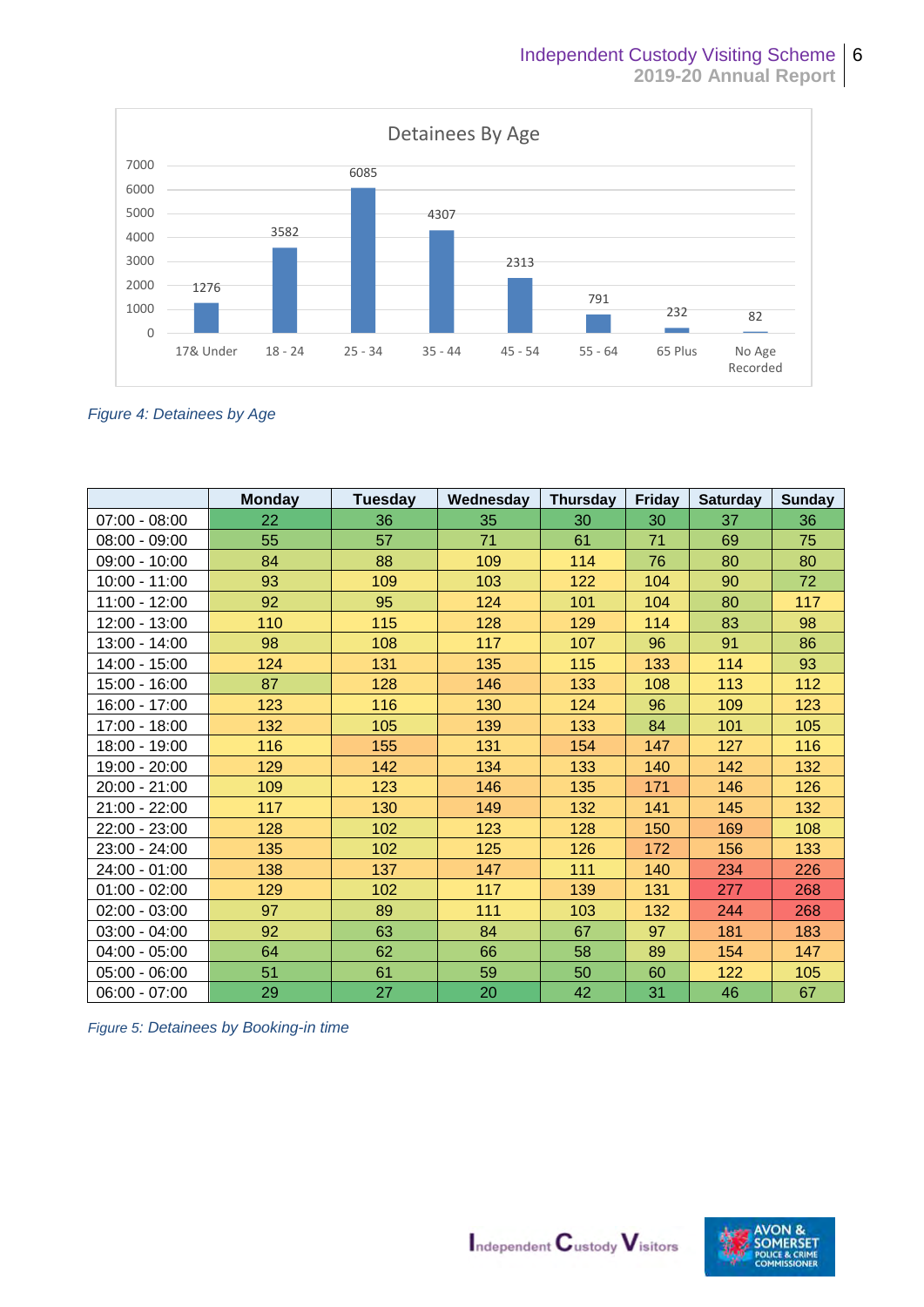**Detainees By Age**

| Age | Detainees |
|---|---|
| 17& Under | 1276 |
| 18 - 24 | 3582 |
| 25 - 34 | 6085 |
| 35 - 44 | 4307 |
| 45 - 54 | 2313 |
| 55 - 64 | 791 |
| 65 Plus | 232 |
| No Age Recorded | 82 |

*Figure 4: Detainees by Age*

| | Monday | Tuesday | Wednesday | Thursday | Friday | Saturday | Sunday |
|---|---|---|---|---|---|---|---|
| 07:00 - 08:00 | 22 | 36 | 35 | 30 | 30 | 37 | 36 |
| 08:00 - 09:00 | 55 | 57 | 71 | 61 | 71 | 69 | 75 |
| 09:00 - 10:00 | 84 | 88 | 109 | 114 | 76 | 80 | 80 |
| 10:00 - 11:00 | 93 | 109 | 103 | 122 | 104 | 90 | 72 |
| 11:00 - 12:00 | 92 | 95 | 124 | 101 | 104 | 80 | 117 |
| 12:00 - 13:00 | 110 | 115 | 128 | 129 | 114 | 83 | 98 |
| 13:00 - 14:00 | 98 | 108 | 117 | 107 | 96 | 91 | 86 |
| 14:00 - 15:00 | 124 | 131 | 135 | 115 | 133 | 114 | 93 |
| 15:00 - 16:00 | 87 | 128 | 146 | 133 | 108 | 113 | 112 |
| 16:00 - 17:00 | 123 | 116 | 130 | 124 | 96 | 109 | 123 |
| 17:00 - 18:00 | 132 | 105 | 139 | 133 | 84 | 101 | 105 |
| 18:00 - 19:00 | 116 | 155 | 131 | 154 | 147 | 127 | 116 |
| 19:00 - 20:00 | 129 | 142 | 134 | 133 | 140 | 142 | 132 |
| 20:00 - 21:00 | 109 | 123 | 146 | 135 | 171 | 146 | 126 |
| 21:00 - 22:00 | 117 | 130 | 149 | 132 | 141 | 145 | 132 |
| 22:00 - 23:00 | 128 | 102 | 123 | 128 | 150 | 169 | 108 |
| 23:00 - 24:00 | 135 | 102 | 125 | 126 | 172 | 156 | 133 |
| 24:00 - 01:00 | 138 | 137 | 147 | 111 | 140 | 234 | 226 |
| 01:00 - 02:00 | 129 | 102 | 117 | 139 | 131 | 277 | 268 |
| 02:00 - 03:00 | 97 | 89 | 111 | 103 | 132 | 244 | 268 |
| 03:00 - 04:00 | 92 | 63 | 84 | 67 | 97 | 181 | 183 |
| 04:00 - 05:00 | 64 | 62 | 66 | 58 | 89 | 154 | 147 |
| 05:00 - 06:00 | 51 | 61 | 59 | 50 | 60 | 122 | 105 |
| 06:00 - 07:00 | 29 | 27 | 20 | 42 | 31 | 46 | 67 |

*Figure 5: Detainees by Booking-in time*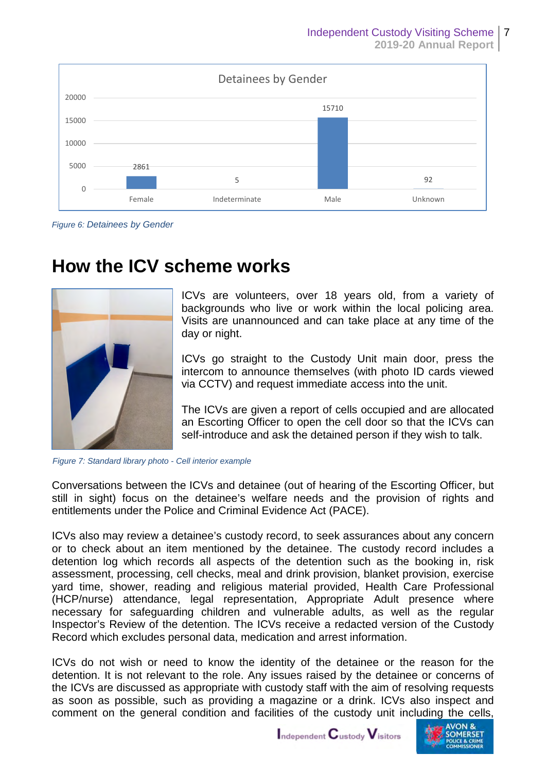Detainees by Gender

| Gender | Detainees |
|---|---|
| Female | 2861 |
| Indeterminate | 5 |
| Male | 15710 |
| Unknown | 92 |

*Figure 6: Detainees by Gender*

# How the ICV scheme works

ICVs are volunteers, over 18 years old, from a variety of backgrounds who live or work within the local policing area. Visits are unannounced and can take place at any time of the day or night.

ICVs go straight to the Custody Unit main door, press the intercom to announce themselves (with photo ID cards viewed via CCTV) and request immediate access into the unit.

The ICVs are given a report of cells occupied and are allocated an Escorting Officer to open the cell door so that the ICVs can self-introduce and ask the detained person if they wish to talk.

*Figure 7: Standard library photo - Cell interior example*

Conversations between the ICVs and detainee (out of hearing of the Escorting Officer, but still in sight) focus on the detainee's welfare needs and the provision of rights and entitlements under the Police and Criminal Evidence Act (PACE).

ICVs also may review a detainee's custody record, to seek assurances about any concern or to check about an item mentioned by the detainee. The custody record includes a detention log which records all aspects of the detention such as the booking in, risk assessment, processing, cell checks, meal and drink provision, blanket provision, exercise yard time, shower, reading and religious material provided, Health Care Professional (HCP/nurse) attendance, legal representation, Appropriate Adult presence where necessary for safeguarding children and vulnerable adults, as well as the regular Inspector's Review of the detention. The ICVs receive a redacted version of the Custody Record which excludes personal data, medication and arrest information.

ICVs do not wish or need to know the identity of the detainee or the reason for the detention. It is not relevant to the role. Any issues raised by the detainee or concerns of the ICVs are discussed as appropriate with custody staff with the aim of resolving requests as soon as possible, such as providing a magazine or a drink. ICVs also inspect and comment on the general condition and facilities of the custody unit including the cells,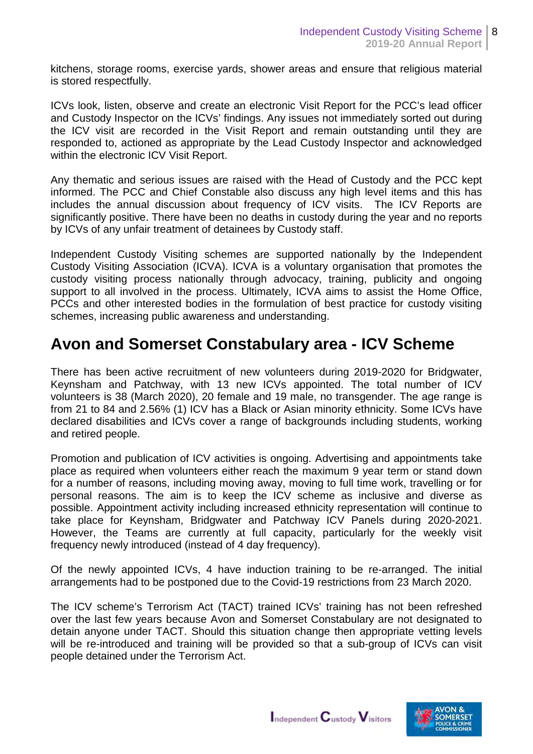kitchens, storage rooms, exercise yards, shower areas and ensure that religious material is stored respectfully.

ICVs look, listen, observe and create an electronic Visit Report for the PCC's lead officer and Custody Inspector on the ICVs' findings. Any issues not immediately sorted out during the ICV visit are recorded in the Visit Report and remain outstanding until they are responded to, actioned as appropriate by the Lead Custody Inspector and acknowledged within the electronic ICV Visit Report.

Any thematic and serious issues are raised with the Head of Custody and the PCC kept informed. The PCC and Chief Constable also discuss any high level items and this has includes the annual discussion about frequency of ICV visits. The ICV Reports are significantly positive. There have been no deaths in custody during the year and no reports by ICVs of any unfair treatment of detainees by Custody staff.

Independent Custody Visiting schemes are supported nationally by the Independent Custody Visiting Association (ICVA). ICVA is a voluntary organisation that promotes the custody visiting process nationally through advocacy, training, publicity and ongoing support to all involved in the process. Ultimately, ICVA aims to assist the Home Office, PCCs and other interested bodies in the formulation of best practice for custody visiting schemes, increasing public awareness and understanding.

## Avon and Somerset Constabulary area - ICV Scheme

There has been active recruitment of new volunteers during 2019-2020 for Bridgwater, Keynsham and Patchway, with 13 new ICVs appointed. The total number of ICV volunteers is 38 (March 2020), 20 female and 19 male, no transgender. The age range is from 21 to 84 and 2.56% (1) ICV has a Black or Asian minority ethnicity. Some ICVs have declared disabilities and ICVs cover a range of backgrounds including students, working and retired people.

Promotion and publication of ICV activities is ongoing. Advertising and appointments take place as required when volunteers either reach the maximum 9 year term or stand down for a number of reasons, including moving away, moving to full time work, travelling or for personal reasons. The aim is to keep the ICV scheme as inclusive and diverse as possible. Appointment activity including increased ethnicity representation will continue to take place for Keynsham, Bridgwater and Patchway ICV Panels during 2020-2021. However, the Teams are currently at full capacity, particularly for the weekly visit frequency newly introduced (instead of 4 day frequency).

Of the newly appointed ICVs, 4 have induction training to be re-arranged. The initial arrangements had to be postponed due to the Covid-19 restrictions from 23 March 2020.

The ICV scheme's Terrorism Act (TACT) trained ICVs' training has not been refreshed over the last few years because Avon and Somerset Constabulary are not designated to detain anyone under TACT. Should this situation change then appropriate vetting levels will be re-introduced and training will be provided so that a sub-group of ICVs can visit people detained under the Terrorism Act.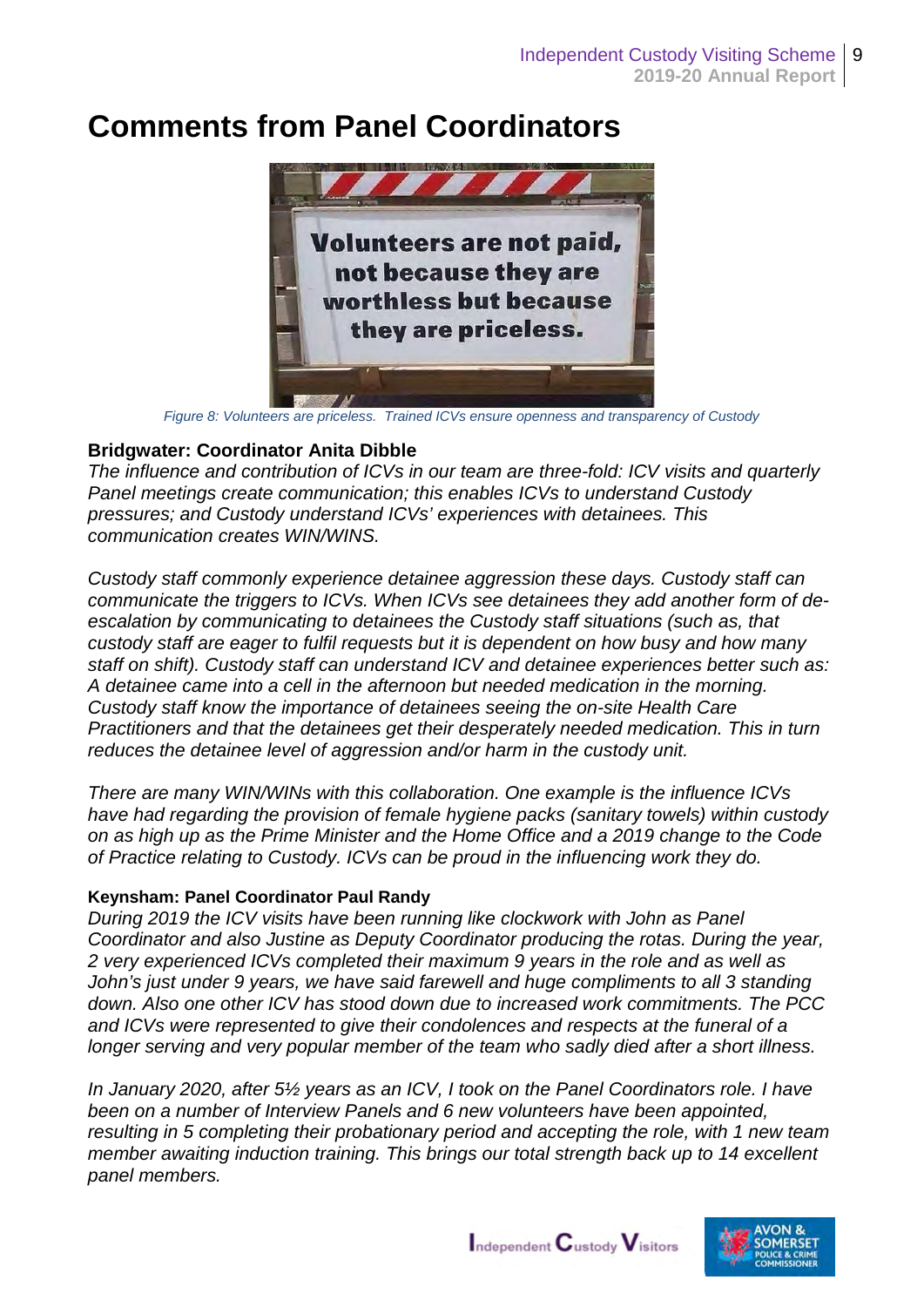# Comments from Panel Coordinators

Figure 8: Volunteers are priceless. Trained ICVs ensure openness and transparency of Custody

**Bridgwater: Coordinator Anita Dibble**

*The influence and contribution of ICVs in our team are three-fold: ICV visits and quarterly Panel meetings create communication; this enables ICVs to understand Custody pressures; and Custody understand ICVs' experiences with detainees. This communication creates WIN/WINS.*

*Custody staff commonly experience detainee aggression these days. Custody staff can communicate the triggers to ICVs. When ICVs see detainees they add another form of de-escalation by communicating to detainees the Custody staff situations (such as, that custody staff are eager to fulfil requests but it is dependent on how busy and how many staff on shift). Custody staff can understand ICV and detainee experiences better such as: A detainee came into a cell in the afternoon but needed medication in the morning. Custody staff know the importance of detainees seeing the on-site Health Care Practitioners and that the detainees get their desperately needed medication. This in turn reduces the detainee level of aggression and/or harm in the custody unit.*

*There are many WIN/WINs with this collaboration. One example is the influence ICVs have had regarding the provision of female hygiene packs (sanitary towels) within custody on as high up as the Prime Minister and the Home Office and a 2019 change to the Code of Practice relating to Custody. ICVs can be proud in the influencing work they do.*

**Keynsham: Panel Coordinator Paul Randy**

*During 2019 the ICV visits have been running like clockwork with John as Panel Coordinator and also Justine as Deputy Coordinator producing the rotas. During the year, 2 very experienced ICVs completed their maximum 9 years in the role and as well as John's just under 9 years, we have said farewell and huge compliments to all 3 standing down. Also one other ICV has stood down due to increased work commitments. The PCC and ICVs were represented to give their condolences and respects at the funeral of a longer serving and very popular member of the team who sadly died after a short illness.*

*In January 2020, after 5½ years as an ICV, I took on the Panel Coordinators role. I have been on a number of Interview Panels and 6 new volunteers have been appointed, resulting in 5 completing their probationary period and accepting the role, with 1 new team member awaiting induction training. This brings our total strength back up to 14 excellent panel members.*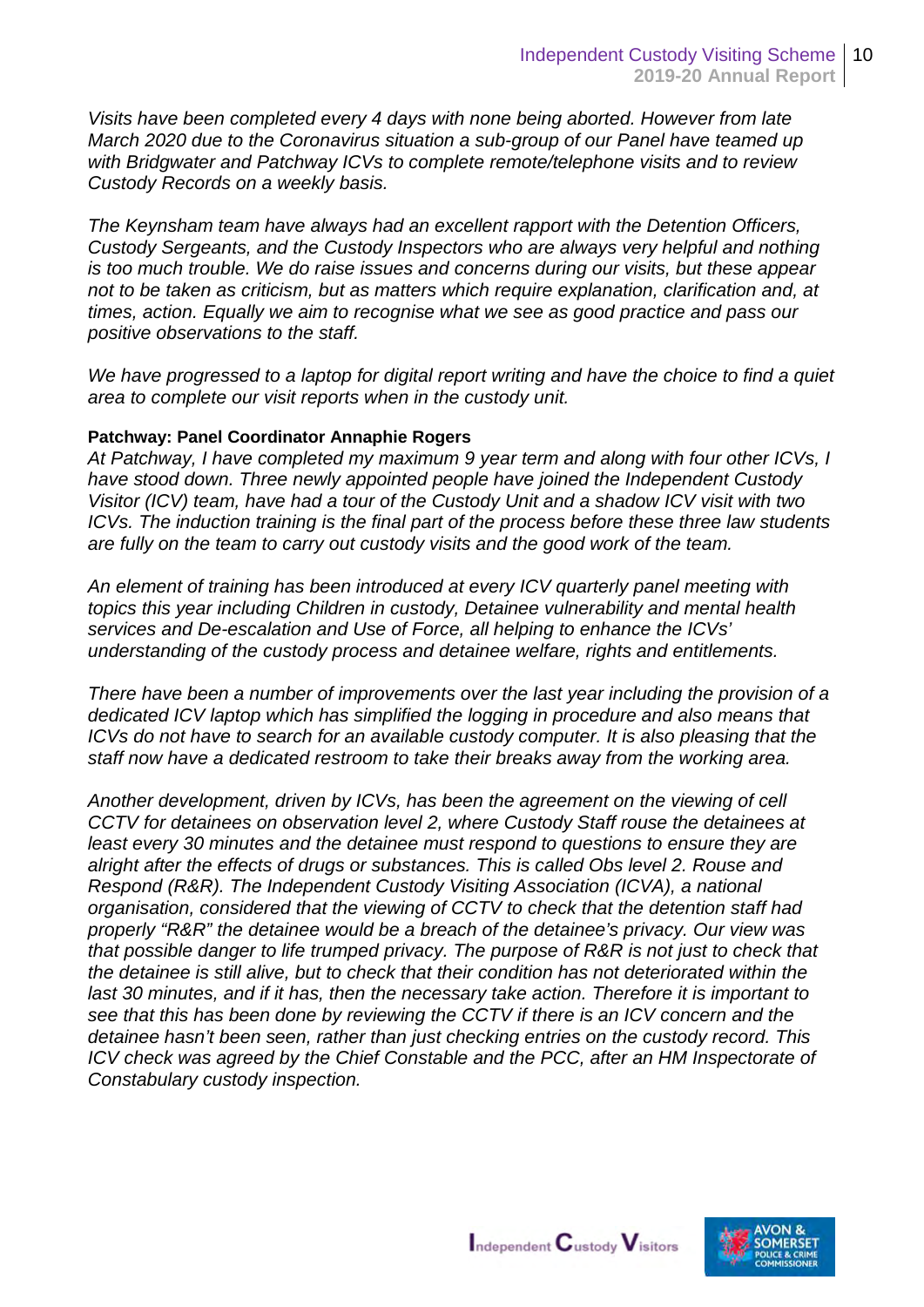*Visits have been completed every 4 days with none being aborted. However from late March 2020 due to the Coronavirus situation a sub-group of our Panel have teamed up with Bridgwater and Patchway ICVs to complete remote/telephone visits and to review Custody Records on a weekly basis.*

*The Keynsham team have always had an excellent rapport with the Detention Officers, Custody Sergeants, and the Custody Inspectors who are always very helpful and nothing is too much trouble. We do raise issues and concerns during our visits, but these appear not to be taken as criticism, but as matters which require explanation, clarification and, at times, action. Equally we aim to recognise what we see as good practice and pass our positive observations to the staff.*

*We have progressed to a laptop for digital report writing and have the choice to find a quiet area to complete our visit reports when in the custody unit.*

**Patchway: Panel Coordinator Annaphie Rogers**

*At Patchway, I have completed my maximum 9 year term and along with four other ICVs, I have stood down. Three newly appointed people have joined the Independent Custody Visitor (ICV) team, have had a tour of the Custody Unit and a shadow ICV visit with two ICVs. The induction training is the final part of the process before these three law students are fully on the team to carry out custody visits and the good work of the team.*

*An element of training has been introduced at every ICV quarterly panel meeting with topics this year including Children in custody, Detainee vulnerability and mental health services and De-escalation and Use of Force, all helping to enhance the ICVs' understanding of the custody process and detainee welfare, rights and entitlements.*

*There have been a number of improvements over the last year including the provision of a dedicated ICV laptop which has simplified the logging in procedure and also means that ICVs do not have to search for an available custody computer. It is also pleasing that the staff now have a dedicated restroom to take their breaks away from the working area.*

*Another development, driven by ICVs, has been the agreement on the viewing of cell CCTV for detainees on observation level 2, where Custody Staff rouse the detainees at least every 30 minutes and the detainee must respond to questions to ensure they are alright after the effects of drugs or substances. This is called Obs level 2. Rouse and Respond (R&R). The Independent Custody Visiting Association (ICVA), a national organisation, considered that the viewing of CCTV to check that the detention staff had properly "R&R" the detainee would be a breach of the detainee's privacy. Our view was that possible danger to life trumped privacy. The purpose of R&R is not just to check that the detainee is still alive, but to check that their condition has not deteriorated within the last 30 minutes, and if it has, then the necessary take action. Therefore it is important to see that this has been done by reviewing the CCTV if there is an ICV concern and the detainee hasn't been seen, rather than just checking entries on the custody record. This ICV check was agreed by the Chief Constable and the PCC, after an HM Inspectorate of Constabulary custody inspection.*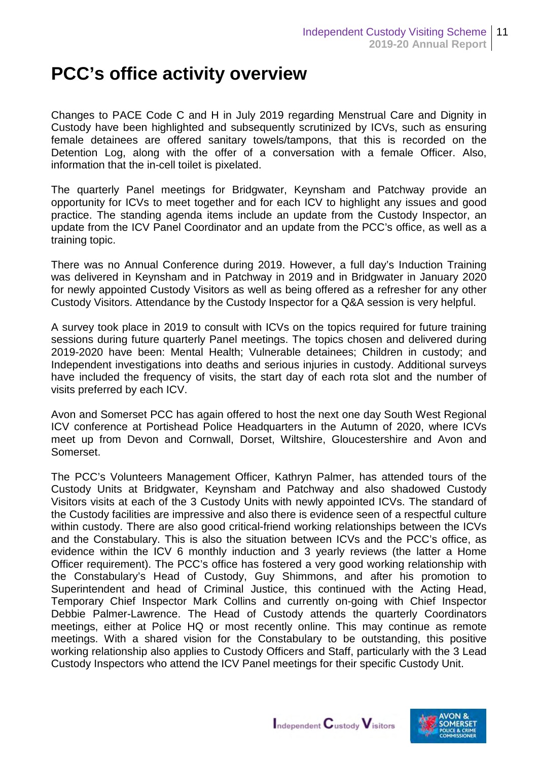# PCC's office activity overview

Changes to PACE Code C and H in July 2019 regarding Menstrual Care and Dignity in Custody have been highlighted and subsequently scrutinized by ICVs, such as ensuring female detainees are offered sanitary towels/tampons, that this is recorded on the Detention Log, along with the offer of a conversation with a female Officer. Also, information that the in-cell toilet is pixelated.

The quarterly Panel meetings for Bridgwater, Keynsham and Patchway provide an opportunity for ICVs to meet together and for each ICV to highlight any issues and good practice. The standing agenda items include an update from the Custody Inspector, an update from the ICV Panel Coordinator and an update from the PCC's office, as well as a training topic.

There was no Annual Conference during 2019. However, a full day's Induction Training was delivered in Keynsham and in Patchway in 2019 and in Bridgwater in January 2020 for newly appointed Custody Visitors as well as being offered as a refresher for any other Custody Visitors. Attendance by the Custody Inspector for a Q&A session is very helpful.

A survey took place in 2019 to consult with ICVs on the topics required for future training sessions during future quarterly Panel meetings. The topics chosen and delivered during 2019-2020 have been: Mental Health; Vulnerable detainees; Children in custody; and Independent investigations into deaths and serious injuries in custody. Additional surveys have included the frequency of visits, the start day of each rota slot and the number of visits preferred by each ICV.

Avon and Somerset PCC has again offered to host the next one day South West Regional ICV conference at Portishead Police Headquarters in the Autumn of 2020, where ICVs meet up from Devon and Cornwall, Dorset, Wiltshire, Gloucestershire and Avon and Somerset.

The PCC's Volunteers Management Officer, Kathryn Palmer, has attended tours of the Custody Units at Bridgwater, Keynsham and Patchway and also shadowed Custody Visitors visits at each of the 3 Custody Units with newly appointed ICVs. The standard of the Custody facilities are impressive and also there is evidence seen of a respectful culture within custody. There are also good critical-friend working relationships between the ICVs and the Constabulary. This is also the situation between ICVs and the PCC's office, as evidence within the ICV 6 monthly induction and 3 yearly reviews (the latter a Home Officer requirement). The PCC's office has fostered a very good working relationship with the Constabulary's Head of Custody, Guy Shimmons, and after his promotion to Superintendent and head of Criminal Justice, this continued with the Acting Head, Temporary Chief Inspector Mark Collins and currently on-going with Chief Inspector Debbie Palmer-Lawrence. The Head of Custody attends the quarterly Coordinators meetings, either at Police HQ or most recently online. This may continue as remote meetings. With a shared vision for the Constabulary to be outstanding, this positive working relationship also applies to Custody Officers and Staff, particularly with the 3 Lead Custody Inspectors who attend the ICV Panel meetings for their specific Custody Unit.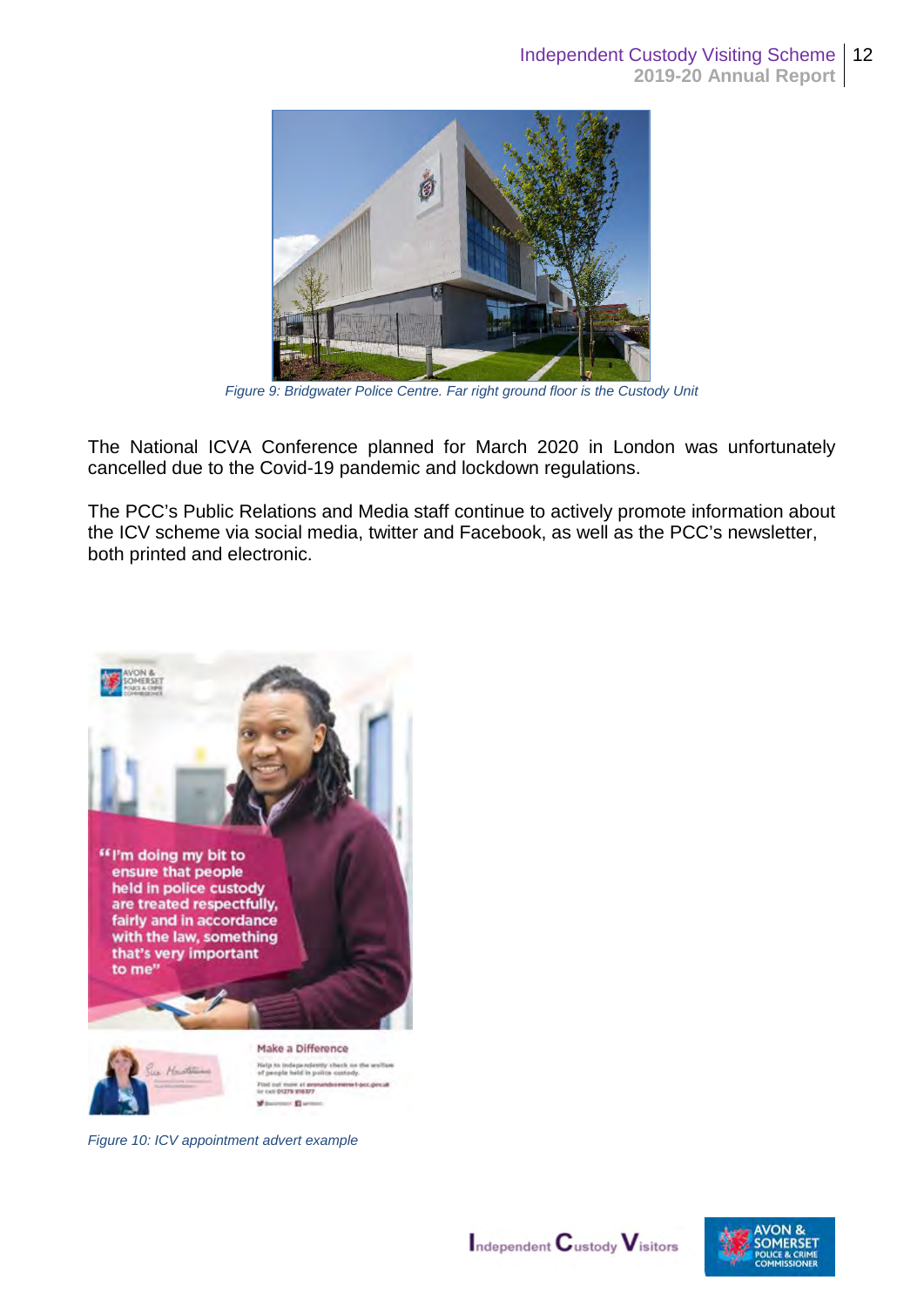Figure 9: Bridgwater Police Centre. Far right ground floor is the Custody Unit

The National ICVA Conference planned for March 2020 in London was unfortunately cancelled due to the Covid-19 pandemic and lockdown regulations.

The PCC's Public Relations and Media staff continue to actively promote information about the ICV scheme via social media, twitter and Facebook, as well as the PCC's newsletter, both printed and electronic.

Figure 10: ICV appointment advert example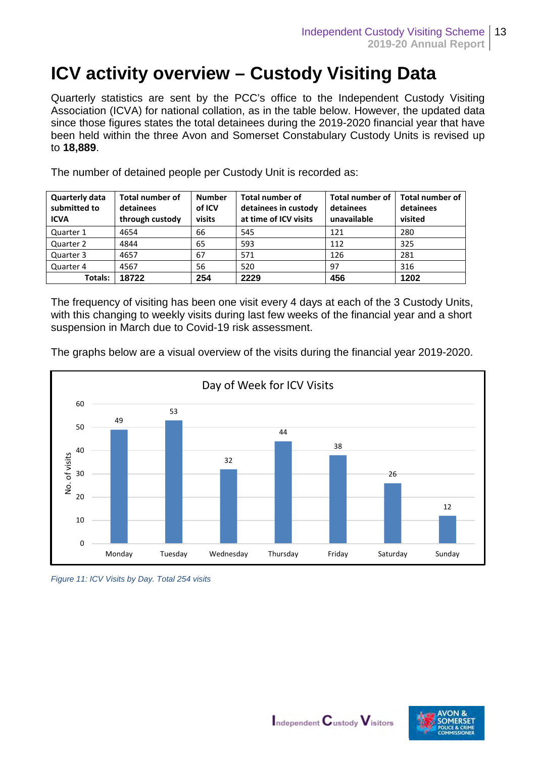# ICV activity overview – Custody Visiting Data

Quarterly statistics are sent by the PCC's office to the Independent Custody Visiting Association (ICVA) for national collation, as in the table below. However, the updated data since those figures states the total detainees during the 2019-2020 financial year that have been held within the three Avon and Somerset Constabulary Custody Units is revised up to **18,889**.

The number of detained people per Custody Unit is recorded as:

| Quarterly data submitted to ICVA | Total number of detainees through custody | Number of ICV visits | Total number of detainees in custody at time of ICV visits | Total number of detainees unavailable | Total number of detainees visited |
|---|---|---|---|---|---|
| Quarter 1 | 4654 | 66 | 545 | 121 | 280 |
| Quarter 2 | 4844 | 65 | 593 | 112 | 325 |
| Quarter 3 | 4657 | 67 | 571 | 126 | 281 |
| Quarter 4 | 4567 | 56 | 520 | 97 | 316 |
| **Totals:** | **18722** | **254** | **2229** | **456** | **1202** |

The frequency of visiting has been one visit every 4 days at each of the 3 Custody Units, with this changing to weekly visits during last few weeks of the financial year and a short suspension in March due to Covid-19 risk assessment.

The graphs below are a visual overview of the visits during the financial year 2019-2020.

**Day of Week for ICV Visits**

| Day | No. of visits |
|---|---|
| Monday | 49 |
| Tuesday | 53 |
| Wednesday | 32 |
| Thursday | 44 |
| Friday | 38 |
| Saturday | 26 |
| Sunday | 12 |

*Figure 11: ICV Visits by Day. Total 254 visits*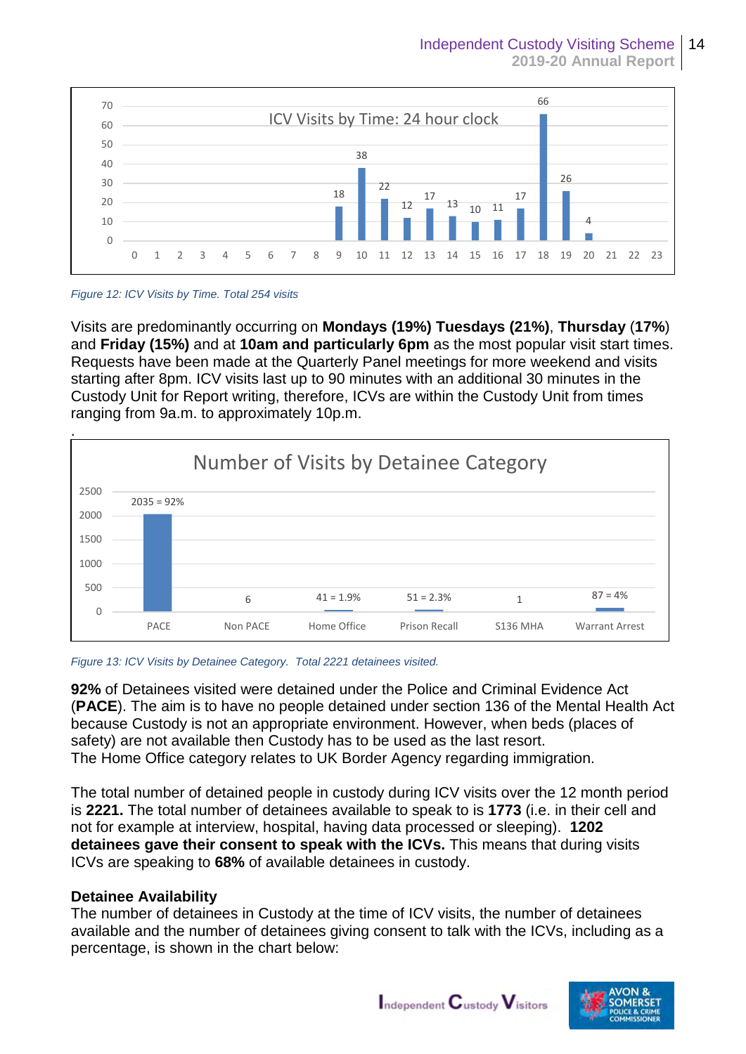**ICV Visits by Time: 24 hour clock**

| Hour | 0 | 1 | 2 | 3 | 4 | 5 | 6 | 7 | 8 | 9 | 10 | 11 | 12 | 13 | 14 | 15 | 16 | 17 | 18 | 19 | 20 | 21 | 22 | 23 |
|---|---|---|---|---|---|---|---|---|---|---|---|---|---|---|---|---|---|---|---|---|---|---|---|---|
| Visits | | | | | | | | | | 18 | 38 | 22 | 12 | 17 | 13 | 10 | 11 | 17 | 66 | 26 | 4 | | | |

*Figure 12: ICV Visits by Time. Total 254 visits*

Visits are predominantly occurring on **Mondays (19%) Tuesdays (21%)**, **Thursday** (**17%**) and **Friday (15%)** and at **10am and particularly 6pm** as the most popular visit start times. Requests have been made at the Quarterly Panel meetings for more weekend and visits starting after 8pm. ICV visits last up to 90 minutes with an additional 30 minutes in the Custody Unit for Report writing, therefore, ICVs are within the Custody Unit from times ranging from 9a.m. to approximately 10p.m.

.

**Number of Visits by Detainee Category**

| Category | Visits |
|---|---|
| PACE | 2035 = 92% |
| Non PACE | 6 |
| Home Office | 41 = 1.9% |
| Prison Recall | 51 = 2.3% |
| S136 MHA | 1 |
| Warrant Arrest | 87 = 4% |

*Figure 13: ICV Visits by Detainee Category. Total 2221 detainees visited.*

**92%** of Detainees visited were detained under the Police and Criminal Evidence Act (**PACE**). The aim is to have no people detained under section 136 of the Mental Health Act because Custody is not an appropriate environment. However, when beds (places of safety) are not available then Custody has to be used as the last resort.
The Home Office category relates to UK Border Agency regarding immigration.

The total number of detained people in custody during ICV visits over the 12 month period is **2221.** The total number of detainees available to speak to is **1773** (i.e. in their cell and not for example at interview, hospital, having data processed or sleeping). **1202 detainees gave their consent to speak with the ICVs.** This means that during visits ICVs are speaking to **68%** of available detainees in custody.

**Detainee Availability**

The number of detainees in Custody at the time of ICV visits, the number of detainees available and the number of detainees giving consent to talk with the ICVs, including as a percentage, is shown in the chart below: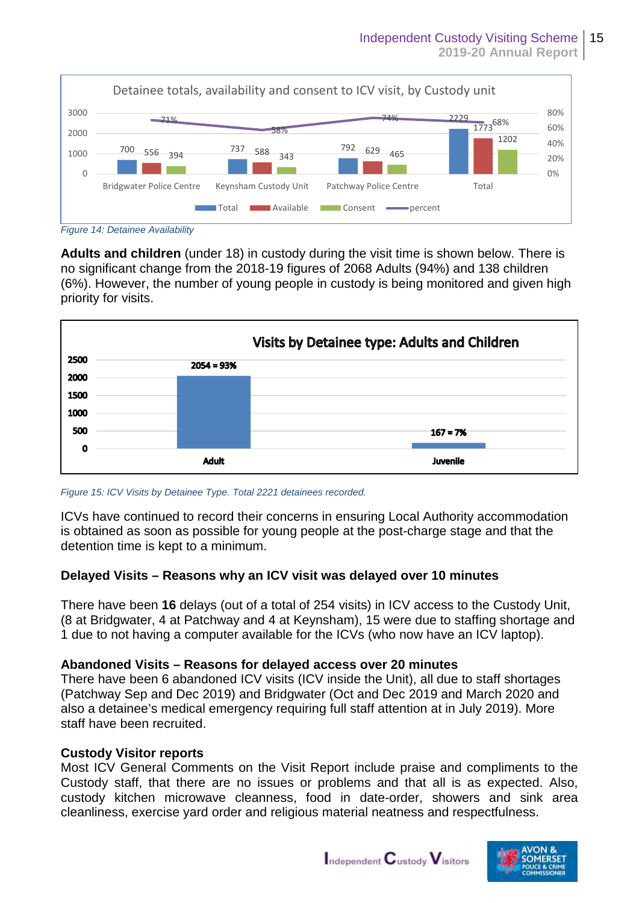Detainee totals, availability and consent to ICV visit, by Custody unit

| | Total | Available | Consent | percent |
|---|---|---|---|---|
| Bridgwater Police Centre | 700 | 556 | 394 | 71% |
| Keynsham Custody Unit | 737 | 588 | 343 | 58% |
| Patchway Police Centre | 792 | 629 | 465 | 74% |
| Total | 2229 | 1773 | 1202 | 68% |

*Figure 14: Detainee Availability*

**Adults and children** (under 18) in custody during the visit time is shown below. There is no significant change from the 2018-19 figures of 2068 Adults (94%) and 138 children (6%). However, the number of young people in custody is being monitored and given high priority for visits.

Visits by Detainee type: Adults and Children

| | Visits |
|---|---|
| Adult | 2054 = 93% |
| Juvenile | 167 = 7% |

*Figure 15: ICV Visits by Detainee Type. Total 2221 detainees recorded.*

ICVs have continued to record their concerns in ensuring Local Authority accommodation is obtained as soon as possible for young people at the post-charge stage and that the detention time is kept to a minimum.

**Delayed Visits – Reasons why an ICV visit was delayed over 10 minutes**

There have been **16** delays (out of a total of 254 visits) in ICV access to the Custody Unit, (8 at Bridgwater, 4 at Patchway and 4 at Keynsham), 15 were due to staffing shortage and 1 due to not having a computer available for the ICVs (who now have an ICV laptop).

**Abandoned Visits – Reasons for delayed access over 20 minutes**

There have been 6 abandoned ICV visits (ICV inside the Unit), all due to staff shortages (Patchway Sep and Dec 2019) and Bridgwater (Oct and Dec 2019 and March 2020 and also a detainee's medical emergency requiring full staff attention at in July 2019). More staff have been recruited.

**Custody Visitor reports**

Most ICV General Comments on the Visit Report include praise and compliments to the Custody staff, that there are no issues or problems and that all is as expected. Also, custody kitchen microwave cleanness, food in date-order, showers and sink area cleanliness, exercise yard order and religious material neatness and respectfulness.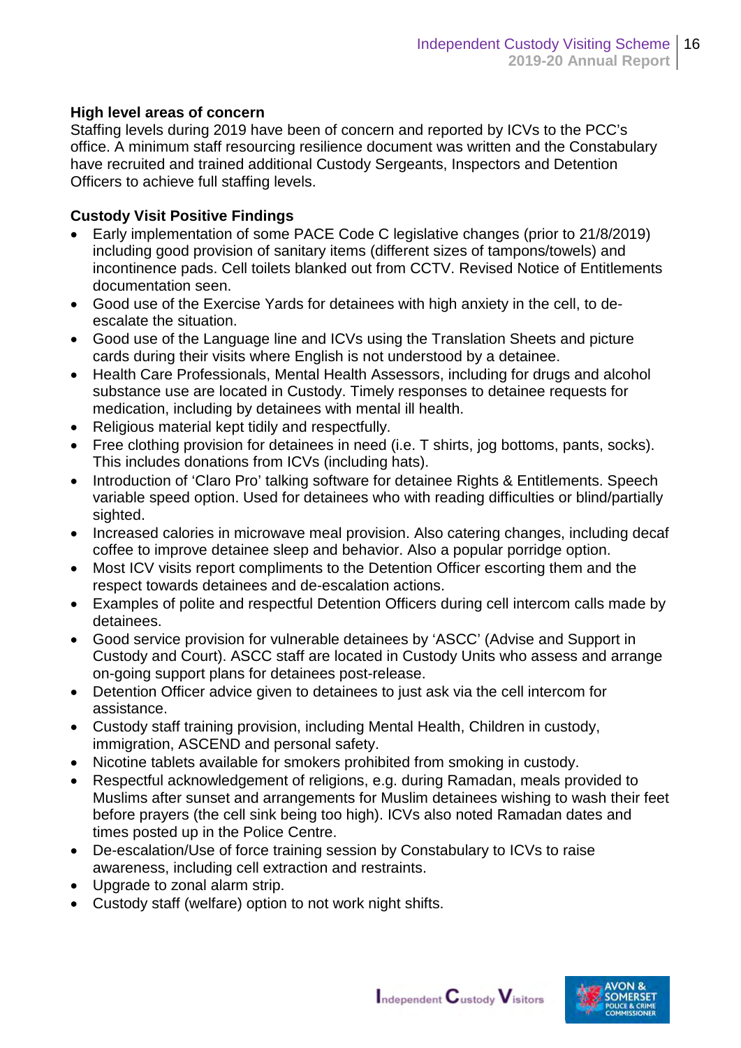**High level areas of concern**

Staffing levels during 2019 have been of concern and reported by ICVs to the PCC's office. A minimum staff resourcing resilience document was written and the Constabulary have recruited and trained additional Custody Sergeants, Inspectors and Detention Officers to achieve full staffing levels.

**Custody Visit Positive Findings**

- Early implementation of some PACE Code C legislative changes (prior to 21/8/2019) including good provision of sanitary items (different sizes of tampons/towels) and incontinence pads. Cell toilets blanked out from CCTV. Revised Notice of Entitlements documentation seen.
- Good use of the Exercise Yards for detainees with high anxiety in the cell, to de-escalate the situation.
- Good use of the Language line and ICVs using the Translation Sheets and picture cards during their visits where English is not understood by a detainee.
- Health Care Professionals, Mental Health Assessors, including for drugs and alcohol substance use are located in Custody. Timely responses to detainee requests for medication, including by detainees with mental ill health.
- Religious material kept tidily and respectfully.
- Free clothing provision for detainees in need (i.e. T shirts, jog bottoms, pants, socks). This includes donations from ICVs (including hats).
- Introduction of 'Claro Pro' talking software for detainee Rights & Entitlements. Speech variable speed option. Used for detainees who with reading difficulties or blind/partially sighted.
- Increased calories in microwave meal provision. Also catering changes, including decaf coffee to improve detainee sleep and behavior. Also a popular porridge option.
- Most ICV visits report compliments to the Detention Officer escorting them and the respect towards detainees and de-escalation actions.
- Examples of polite and respectful Detention Officers during cell intercom calls made by detainees.
- Good service provision for vulnerable detainees by 'ASCC' (Advise and Support in Custody and Court). ASCC staff are located in Custody Units who assess and arrange on-going support plans for detainees post-release.
- Detention Officer advice given to detainees to just ask via the cell intercom for assistance.
- Custody staff training provision, including Mental Health, Children in custody, immigration, ASCEND and personal safety.
- Nicotine tablets available for smokers prohibited from smoking in custody.
- Respectful acknowledgement of religions, e.g. during Ramadan, meals provided to Muslims after sunset and arrangements for Muslim detainees wishing to wash their feet before prayers (the cell sink being too high). ICVs also noted Ramadan dates and times posted up in the Police Centre.
- De-escalation/Use of force training session by Constabulary to ICVs to raise awareness, including cell extraction and restraints.
- Upgrade to zonal alarm strip.
- Custody staff (welfare) option to not work night shifts.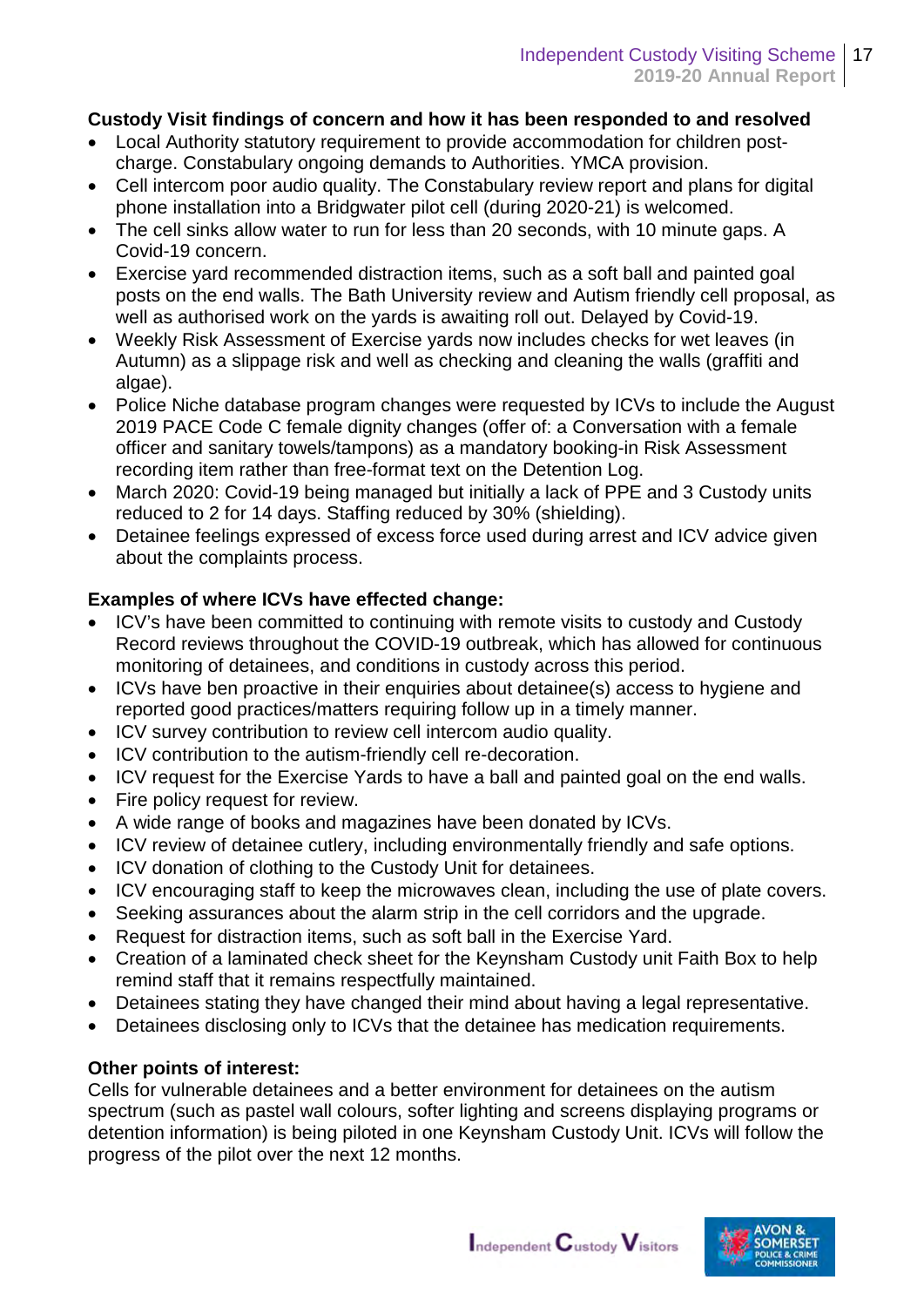**Custody Visit findings of concern and how it has been responded to and resolved**

- Local Authority statutory requirement to provide accommodation for children post-charge. Constabulary ongoing demands to Authorities. YMCA provision.
- Cell intercom poor audio quality. The Constabulary review report and plans for digital phone installation into a Bridgwater pilot cell (during 2020-21) is welcomed.
- The cell sinks allow water to run for less than 20 seconds, with 10 minute gaps. A Covid-19 concern.
- Exercise yard recommended distraction items, such as a soft ball and painted goal posts on the end walls. The Bath University review and Autism friendly cell proposal, as well as authorised work on the yards is awaiting roll out. Delayed by Covid-19.
- Weekly Risk Assessment of Exercise yards now includes checks for wet leaves (in Autumn) as a slippage risk and well as checking and cleaning the walls (graffiti and algae).
- Police Niche database program changes were requested by ICVs to include the August 2019 PACE Code C female dignity changes (offer of: a Conversation with a female officer and sanitary towels/tampons) as a mandatory booking-in Risk Assessment recording item rather than free-format text on the Detention Log.
- March 2020: Covid-19 being managed but initially a lack of PPE and 3 Custody units reduced to 2 for 14 days. Staffing reduced by 30% (shielding).
- Detainee feelings expressed of excess force used during arrest and ICV advice given about the complaints process.

**Examples of where ICVs have effected change:**

- ICV's have been committed to continuing with remote visits to custody and Custody Record reviews throughout the COVID-19 outbreak, which has allowed for continuous monitoring of detainees, and conditions in custody across this period.
- ICVs have ben proactive in their enquiries about detainee(s) access to hygiene and reported good practices/matters requiring follow up in a timely manner.
- ICV survey contribution to review cell intercom audio quality.
- ICV contribution to the autism-friendly cell re-decoration.
- ICV request for the Exercise Yards to have a ball and painted goal on the end walls.
- Fire policy request for review.
- A wide range of books and magazines have been donated by ICVs.
- ICV review of detainee cutlery, including environmentally friendly and safe options.
- ICV donation of clothing to the Custody Unit for detainees.
- ICV encouraging staff to keep the microwaves clean, including the use of plate covers.
- Seeking assurances about the alarm strip in the cell corridors and the upgrade.
- Request for distraction items, such as soft ball in the Exercise Yard.
- Creation of a laminated check sheet for the Keynsham Custody unit Faith Box to help remind staff that it remains respectfully maintained.
- Detainees stating they have changed their mind about having a legal representative.
- Detainees disclosing only to ICVs that the detainee has medication requirements.

**Other points of interest:**

Cells for vulnerable detainees and a better environment for detainees on the autism spectrum (such as pastel wall colours, softer lighting and screens displaying programs or detention information) is being piloted in one Keynsham Custody Unit. ICVs will follow the progress of the pilot over the next 12 months.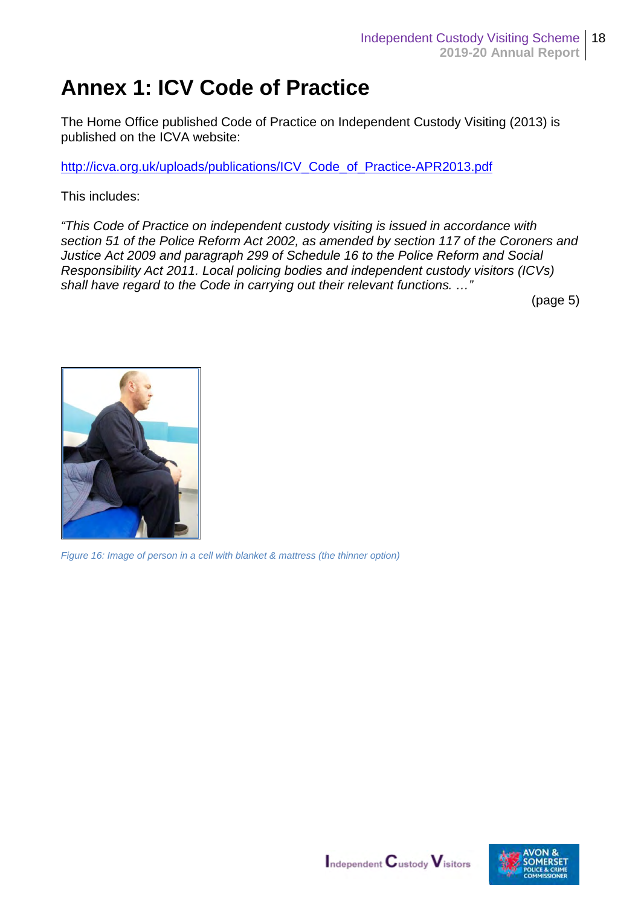# Annex 1: ICV Code of Practice

The Home Office published Code of Practice on Independent Custody Visiting (2013) is published on the ICVA website:

http://icva.org.uk/uploads/publications/ICV_Code_of_Practice-APR2013.pdf

This includes:

*"This Code of Practice on independent custody visiting is issued in accordance with section 51 of the Police Reform Act 2002, as amended by section 117 of the Coroners and Justice Act 2009 and paragraph 299 of Schedule 16 to the Police Reform and Social Responsibility Act 2011. Local policing bodies and independent custody visitors (ICVs) shall have regard to the Code in carrying out their relevant functions. …"*

(page 5)

*Figure 16: Image of person in a cell with blanket & mattress (the thinner option)*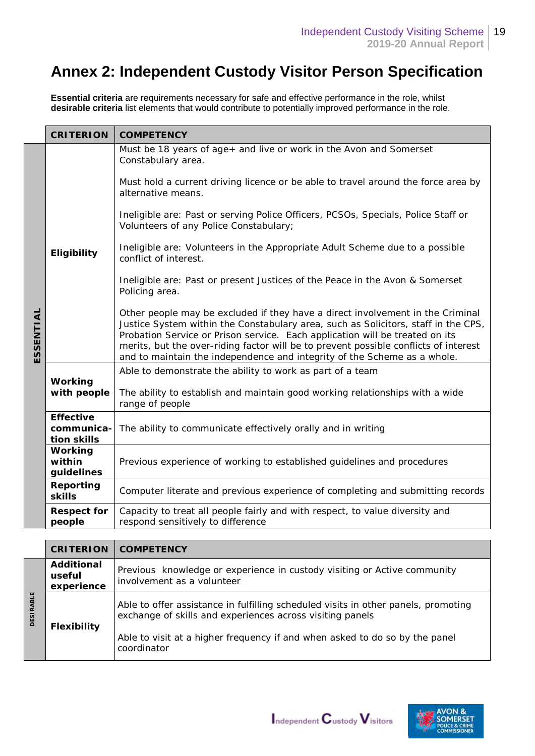# Annex 2: Independent Custody Visitor Person Specification

**Essential criteria** are requirements necessary for safe and effective performance in the role, whilst **desirable criteria** list elements that would contribute to potentially improved performance in the role.

| | CRITERION | COMPETENCY |
|---|---|---|
| ESSENTIAL | **Eligibility** | Must be 18 years of age+ and live or work in the Avon and Somerset Constabulary area.<br><br>Must hold a current driving licence or be able to travel around the force area by alternative means.<br><br>Ineligible are: Past or serving Police Officers, PCSOs, Specials, Police Staff or Volunteers of any Police Constabulary;<br><br>Ineligible are: Volunteers in the Appropriate Adult Scheme due to a possible conflict of interest.<br><br>Ineligible are: Past or present Justices of the Peace in the Avon & Somerset Policing area.<br><br>Other people may be excluded if they have a direct involvement in the Criminal Justice System within the Constabulary area, such as Solicitors, staff in the CPS, Probation Service or Prison service. Each application will be treated on its merits, but the over-riding factor will be to prevent possible conflicts of interest and to maintain the independence and integrity of the Scheme as a whole. |
| | **Working with people** | Able to demonstrate the ability to work as part of a team<br><br>The ability to establish and maintain good working relationships with a wide range of people |
| | **Effective communication skills** | The ability to communicate effectively orally and in writing |
| | **Working within guidelines** | Previous experience of working to established guidelines and procedures |
| | **Reporting skills** | Computer literate and previous experience of completing and submitting records |
| | **Respect for people** | Capacity to treat all people fairly and with respect, to value diversity and respond sensitively to difference |

| | CRITERION | COMPETENCY |
|---|---|---|
| DESIRABLE | **Additional useful experience** | Previous knowledge or experience in custody visiting or Active community involvement as a volunteer |
| | **Flexibility** | Able to offer assistance in fulfilling scheduled visits in other panels, promoting exchange of skills and experiences across visiting panels<br><br>Able to visit at a higher frequency if and when asked to do so by the panel coordinator |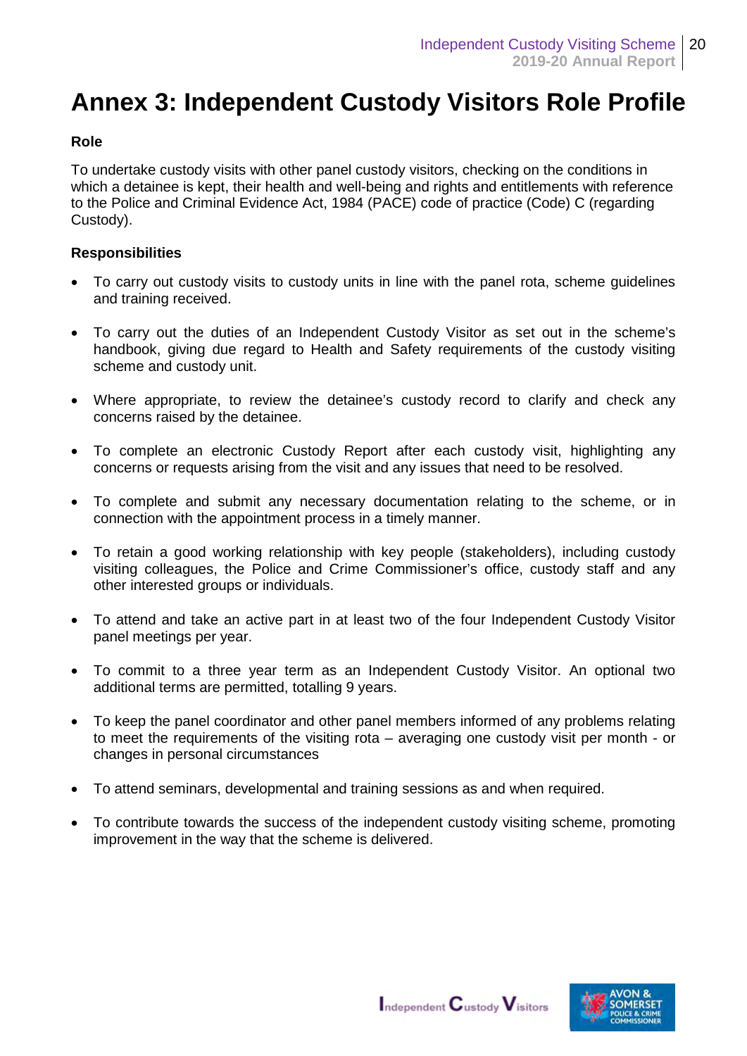# Annex 3: Independent Custody Visitors Role Profile

**Role**

To undertake custody visits with other panel custody visitors, checking on the conditions in which a detainee is kept, their health and well-being and rights and entitlements with reference to the Police and Criminal Evidence Act, 1984 (PACE) code of practice (Code) C (regarding Custody).

**Responsibilities**

- To carry out custody visits to custody units in line with the panel rota, scheme guidelines and training received.
- To carry out the duties of an Independent Custody Visitor as set out in the scheme's handbook, giving due regard to Health and Safety requirements of the custody visiting scheme and custody unit.
- Where appropriate, to review the detainee's custody record to clarify and check any concerns raised by the detainee.
- To complete an electronic Custody Report after each custody visit, highlighting any concerns or requests arising from the visit and any issues that need to be resolved.
- To complete and submit any necessary documentation relating to the scheme, or in connection with the appointment process in a timely manner.
- To retain a good working relationship with key people (stakeholders), including custody visiting colleagues, the Police and Crime Commissioner's office, custody staff and any other interested groups or individuals.
- To attend and take an active part in at least two of the four Independent Custody Visitor panel meetings per year.
- To commit to a three year term as an Independent Custody Visitor. An optional two additional terms are permitted, totalling 9 years.
- To keep the panel coordinator and other panel members informed of any problems relating to meet the requirements of the visiting rota – averaging one custody visit per month - or changes in personal circumstances
- To attend seminars, developmental and training sessions as and when required.
- To contribute towards the success of the independent custody visiting scheme, promoting improvement in the way that the scheme is delivered.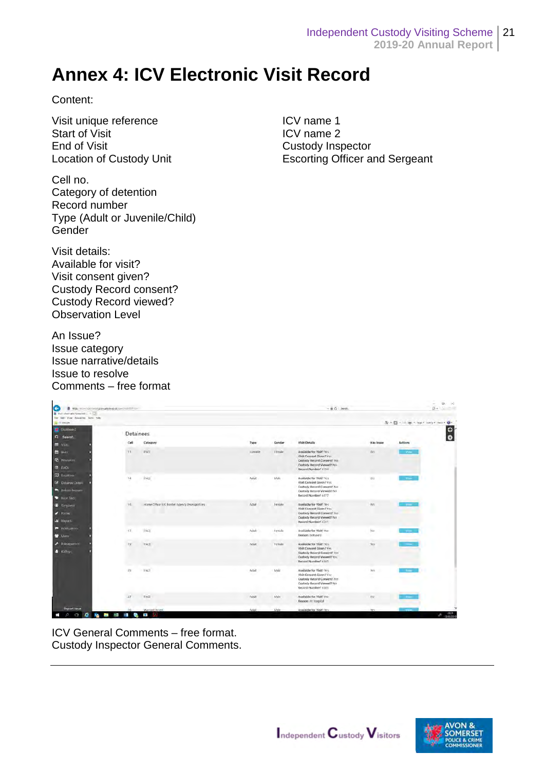# Annex 4: ICV Electronic Visit Record

Content:

Visit unique reference
Start of Visit
End of Visit
Location of Custody Unit

ICV name 1
ICV name 2
Custody Inspector
Escorting Officer and Sergeant

Cell no.
Category of detention
Record number
Type (Adult or Juvenile/Child)
Gender

Visit details:
Available for visit?
Visit consent given?
Custody Record consent?
Custody Record viewed?
Observation Level

An Issue?
Issue category
Issue narrative/details
Issue to resolve
Comments – free format

ICV General Comments – free format.
Custody Inspector General Comments.